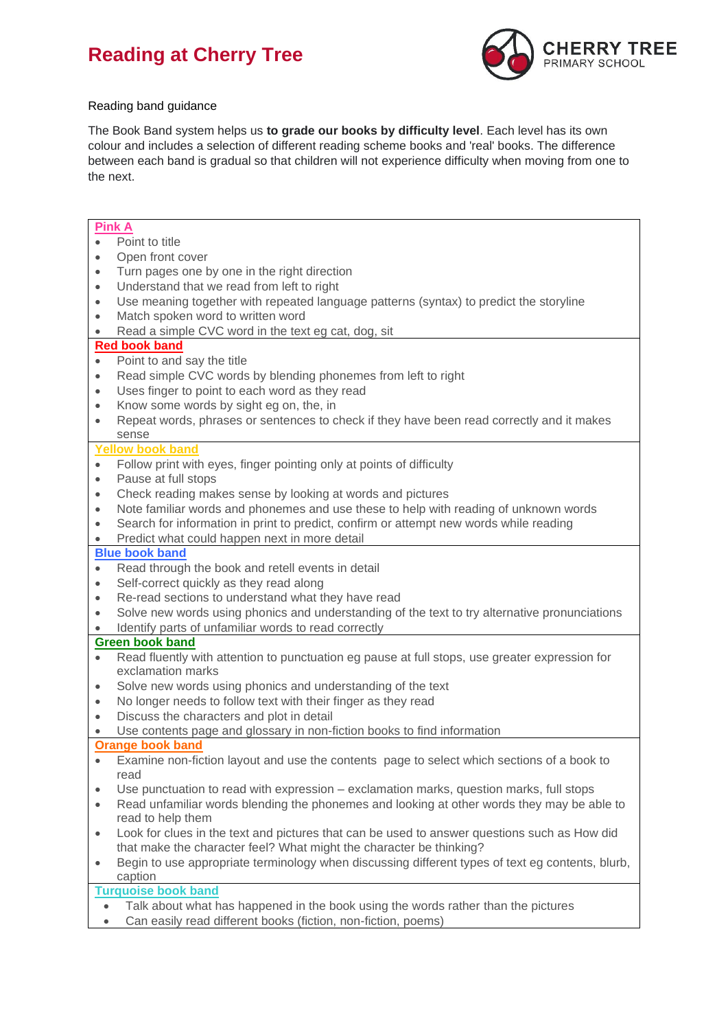# Reading at Cherry Tree

CHERRY TREE
PRIMARY SCHOOL

Reading band guidance

The Book Band system helps us **to grade our books by difficulty level**. Each level has its own colour and includes a selection of different reading scheme books and 'real' books. The difference between each band is gradual so that children will not experience difficulty when moving from one to the next.

**Pink A**

- Point to title
- Open front cover
- Turn pages one by one in the right direction
- Understand that we read from left to right
- Use meaning together with repeated language patterns (syntax) to predict the storyline
- Match spoken word to written word
- Read a simple CVC word in the text eg cat, dog, sit

**Red book band**

- Point to and say the title
- Read simple CVC words by blending phonemes from left to right
- Uses finger to point to each word as they read
- Know some words by sight eg on, the, in
- Repeat words, phrases or sentences to check if they have been read correctly and it makes sense

**Yellow book band**

- Follow print with eyes, finger pointing only at points of difficulty
- Pause at full stops
- Check reading makes sense by looking at words and pictures
- Note familiar words and phonemes and use these to help with reading of unknown words
- Search for information in print to predict, confirm or attempt new words while reading
- Predict what could happen next in more detail

**Blue book band**

- Read through the book and retell events in detail
- Self-correct quickly as they read along
- Re-read sections to understand what they have read
- Solve new words using phonics and understanding of the text to try alternative pronunciations
- Identify parts of unfamiliar words to read correctly

**Green book band**

- Read fluently with attention to punctuation eg pause at full stops, use greater expression for exclamation marks
- Solve new words using phonics and understanding of the text
- No longer needs to follow text with their finger as they read
- Discuss the characters and plot in detail
- Use contents page and glossary in non-fiction books to find information

**Orange book band**

- Examine non-fiction layout and use the contents page to select which sections of a book to read
- Use punctuation to read with expression – exclamation marks, question marks, full stops
- Read unfamiliar words blending the phonemes and looking at other words they may be able to read to help them
- Look for clues in the text and pictures that can be used to answer questions such as How did that make the character feel? What might the character be thinking?
- Begin to use appropriate terminology when discussing different types of text eg contents, blurb, caption

**Turquoise book band**

- Talk about what has happened in the book using the words rather than the pictures
- Can easily read different books (fiction, non-fiction, poems)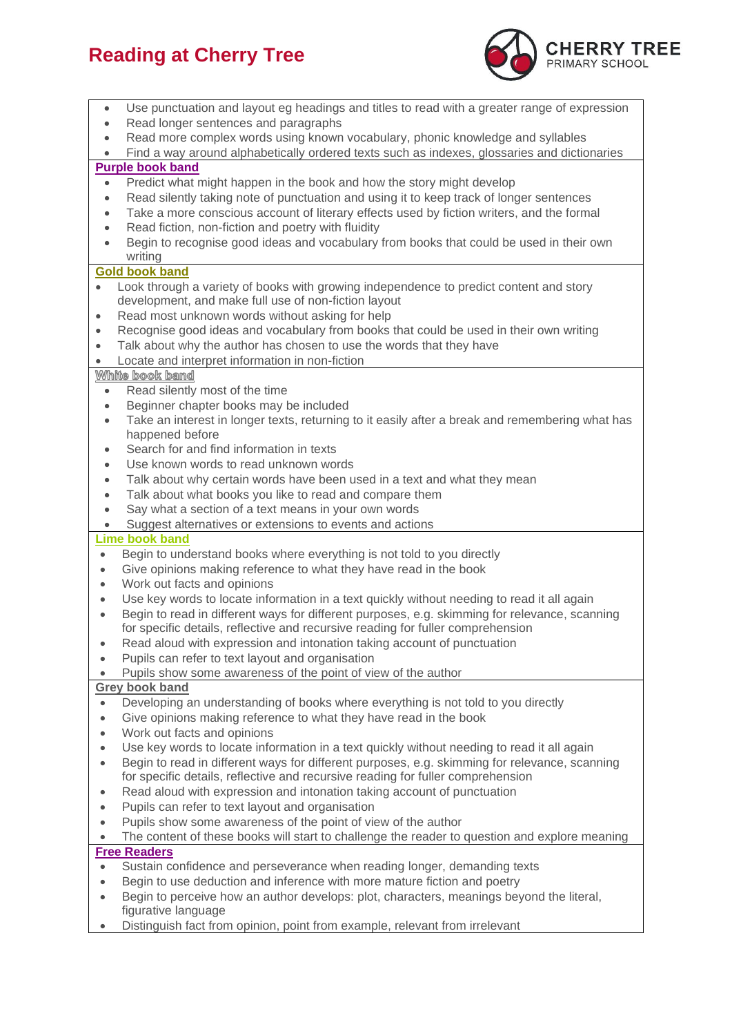# Reading at Cherry Tree

- Use punctuation and layout eg headings and titles to read with a greater range of expression
- Read longer sentences and paragraphs
- Read more complex words using known vocabulary, phonic knowledge and syllables
- Find a way around alphabetically ordered texts such as indexes, glossaries and dictionaries

**Purple book band**

- Predict what might happen in the book and how the story might develop
- Read silently taking note of punctuation and using it to keep track of longer sentences
- Take a more conscious account of literary effects used by fiction writers, and the formal
- Read fiction, non-fiction and poetry with fluidity
- Begin to recognise good ideas and vocabulary from books that could be used in their own writing

**Gold book band**

- Look through a variety of books with growing independence to predict content and story development, and make full use of non-fiction layout
- Read most unknown words without asking for help
- Recognise good ideas and vocabulary from books that could be used in their own writing
- Talk about why the author has chosen to use the words that they have
- Locate and interpret information in non-fiction

**White book band**

- Read silently most of the time
- Beginner chapter books may be included
- Take an interest in longer texts, returning to it easily after a break and remembering what has happened before
- Search for and find information in texts
- Use known words to read unknown words
- Talk about why certain words have been used in a text and what they mean
- Talk about what books you like to read and compare them
- Say what a section of a text means in your own words
- Suggest alternatives or extensions to events and actions

**Lime book band**

- Begin to understand books where everything is not told to you directly
- Give opinions making reference to what they have read in the book
- Work out facts and opinions
- Use key words to locate information in a text quickly without needing to read it all again
- Begin to read in different ways for different purposes, e.g. skimming for relevance, scanning for specific details, reflective and recursive reading for fuller comprehension
- Read aloud with expression and intonation taking account of punctuation
- Pupils can refer to text layout and organisation
- Pupils show some awareness of the point of view of the author

**Grey book band**

- Developing an understanding of books where everything is not told to you directly
- Give opinions making reference to what they have read in the book
- Work out facts and opinions
- Use key words to locate information in a text quickly without needing to read it all again
- Begin to read in different ways for different purposes, e.g. skimming for relevance, scanning for specific details, reflective and recursive reading for fuller comprehension
- Read aloud with expression and intonation taking account of punctuation
- Pupils can refer to text layout and organisation
- Pupils show some awareness of the point of view of the author
- The content of these books will start to challenge the reader to question and explore meaning

**Free Readers**

- Sustain confidence and perseverance when reading longer, demanding texts
- Begin to use deduction and inference with more mature fiction and poetry
- Begin to perceive how an author develops: plot, characters, meanings beyond the literal, figurative language
- Distinguish fact from opinion, point from example, relevant from irrelevant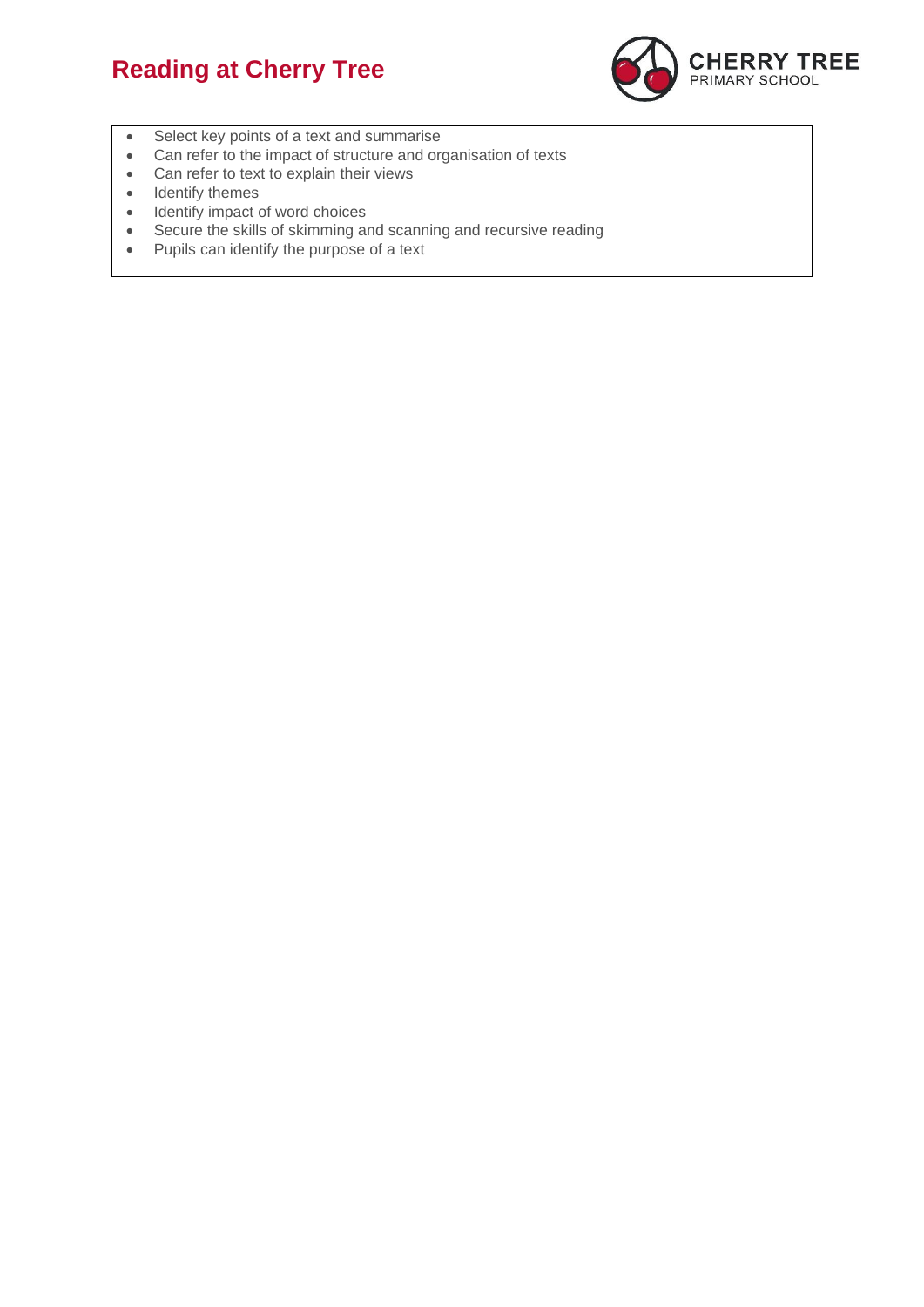- Select key points of a text and summarise
- Can refer to the impact of structure and organisation of texts
- Can refer to text to explain their views
- Identify themes
- Identify impact of word choices
- Secure the skills of skimming and scanning and recursive reading
- Pupils can identify the purpose of a text